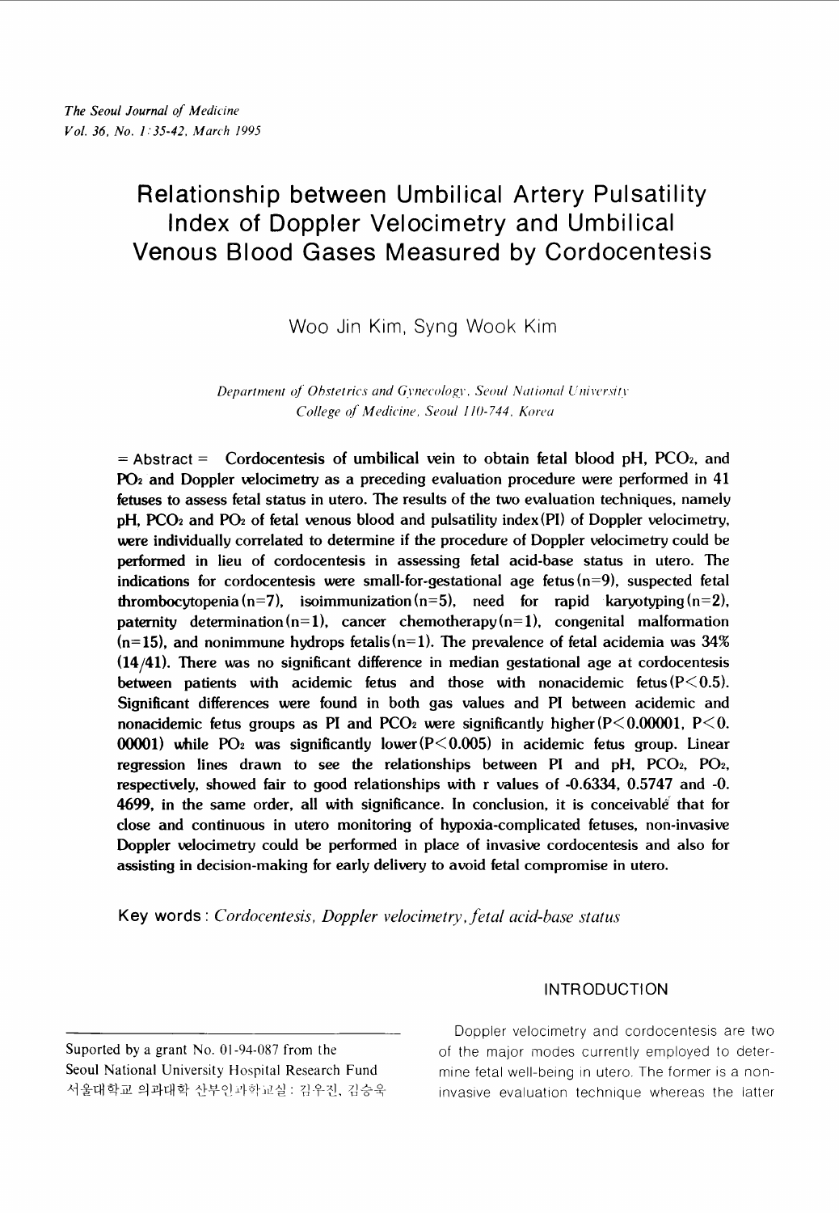# Relationship between Umbilical Artery Pulsatility Index of Doppler Velocimetry and Umbilical Venous Blood Gases Measured by Cordocentesis

Woo Jin Kim, Syng Wook Kim

*Department of Obstetrics and Gynecology, Seoul National University College of Medicine, Seoul 110-744, Korea*

= Abstract = **Cordocentesis of umbilical vein to obtain fetal blood pH, $PCO_2$, and $PO_2$ and Doppler velocimetry as a preceding evaluation procedure were performed in 41 fetuses to assess fetal status in utero. The results of the two evaluation techniques, namely pH, $PCO_2$ and $PO_2$ of fetal venous blood and pulsatility index (PI) of Doppler velocimetry, were individually correlated to determine if the procedure of Doppler velocimetry could be performed in lieu of cordocentesis in assessing fetal acid-base status in utero. The indications for cordocentesis were small-for-gestational age fetus (n=9), suspected fetal thrombocytopenia (n=7), isoimmunization (n=5), need for rapid karyotyping (n=2), paternity determination (n=1), cancer chemotherapy (n=1), congenital malformation (n=15), and nonimmune hydrops fetalis (n=1). The prevalence of fetal acidemia was 34% (14/41). There was no significant difference in median gestational age at cordocentesis between patients with acidemic fetus and those with nonacidemic fetus ($P<0.5$). Significant differences were found in both gas values and PI between acidemic and nonacidemic fetus groups as PI and $PCO_2$ were significantly higher ($P<0.00001$, $P<0.00001$) while $PO_2$ was significantly lower ($P<0.005$) in acidemic fetus group. Linear regression lines drawn to see the relationships between PI and pH, $PCO_2$, $PO_2$, respectively, showed fair to good relationships with r values of -0.6334, 0.5747 and -0.4699, in the same order, all with significance. In conclusion, it is conceivable that for close and continuous in utero monitoring of hypoxia-complicated fetuses, non-invasive Doppler velocimetry could be performed in place of invasive cordocentesis and also for assisting in decision-making for early delivery to avoid fetal compromise in utero.**

**Key words**: *Cordocentesis, Doppler velocimetry, fetal acid-base status*

## INTRODUCTION

Doppler velocimetry and cordocentesis are two of the major modes currently employed to determine fetal well-being in utero. The former is a non-invasive evaluation technique whereas the latter

---

Suported by a grant No. 01-94-087 from the Seoul National University Hospital Research Fund

서울대학교 의과대학 산부인과학교실 : 김우진, 김승욱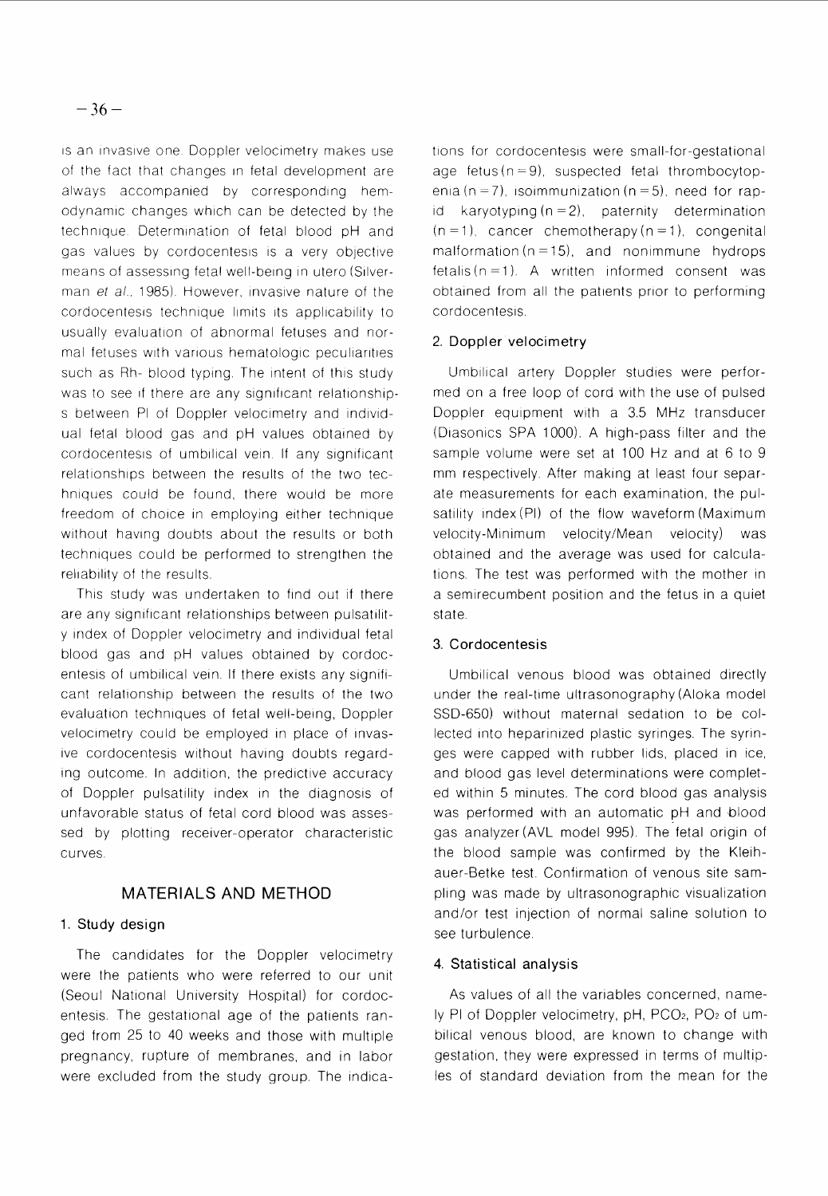is an invasive one. Doppler velocimetry makes use of the fact that changes in fetal development are always accompanied by corresponding hemodynamic changes which can be detected by the technique. Determination of fetal blood pH and gas values by cordocentesis is a very objective means of assessing fetal well-being in utero (Silverman *et al.*, 1985). However, invasive nature of the cordocentesis technique limits its applicability to usually evaluation of abnormal fetuses and normal fetuses with various hematologic peculiarities such as Rh- blood typing. The intent of this study was to see if there are any significant relationships between PI of Doppler velocimetry and individual fetal blood gas and pH values obtained by cordocentesis of umbilical vein. If any significant relationships between the results of the two techniques could be found, there would be more freedom of choice in employing either technique without having doubts about the results or both techniques could be performed to strengthen the reliability of the results.

This study was undertaken to find out if there are any significant relationships between pulsatility index of Doppler velocimetry and individual fetal blood gas and pH values obtained by cordocentesis of umbilical vein. If there exists any significant relationship between the results of the two evaluation techniques of fetal well-being, Doppler velocimetry could be employed in place of invasive cordocentesis without having doubts regarding outcome. In addition, the predictive accuracy of Doppler pulsatility index in the diagnosis of unfavorable status of fetal cord blood was assessed by plotting receiver-operator characteristic curves.

## MATERIALS AND METHOD

### 1. Study design

The candidates for the Doppler velocimetry were the patients who were referred to our unit (Seoul National University Hospital) for cordocentesis. The gestational age of the patients ranged from 25 to 40 weeks and those with multiple pregnancy, rupture of membranes, and in labor were excluded from the study group. The indications for cordocentesis were small-for-gestational age fetus ($n=9$), suspected fetal thrombocytopenia ($n=7$), isoimmunization ($n=5$), need for rapid karyotyping ($n=2$), paternity determination ($n=1$), cancer chemotherapy ($n=1$), congenital malformation ($n=15$), and nonimmune hydrops fetalis ($n=1$). A written informed consent was obtained from all the patients prior to performing cordocentesis.

### 2. Doppler velocimetry

Umbilical artery Doppler studies were performed on a free loop of cord with the use of pulsed Doppler equipment with a 3.5 MHz transducer (Diasonics SPA 1000). A high-pass filter and the sample volume were set at 100 Hz and at 6 to 9 mm respectively. After making at least four separate measurements for each examination, the pulsatility index (PI) of the flow waveform (Maximum velocity-Minimum velocity/Mean velocity) was obtained and the average was used for calculations. The test was performed with the mother in a semirecumbent position and the fetus in a quiet state.

### 3. Cordocentesis

Umbilical venous blood was obtained directly under the real-time ultrasonography (Aloka model SSD-650) without maternal sedation to be collected into heparinized plastic syringes. The syringes were capped with rubber lids, placed in ice, and blood gas level determinations were completed within 5 minutes. The cord blood gas analysis was performed with an automatic pH and blood gas analyzer (AVL model 995). The fetal origin of the blood sample was confirmed by the Kleihauer-Betke test. Confirmation of venous site sampling was made by ultrasonographic visualization and/or test injection of normal saline solution to see turbulence.

### 4. Statistical analysis

As values of all the variables concerned, namely PI of Doppler velocimetry, pH, $PCO_2$, $PO_2$ of umbilical venous blood, are known to change with gestation, they were expressed in terms of multiples of standard deviation from the mean for the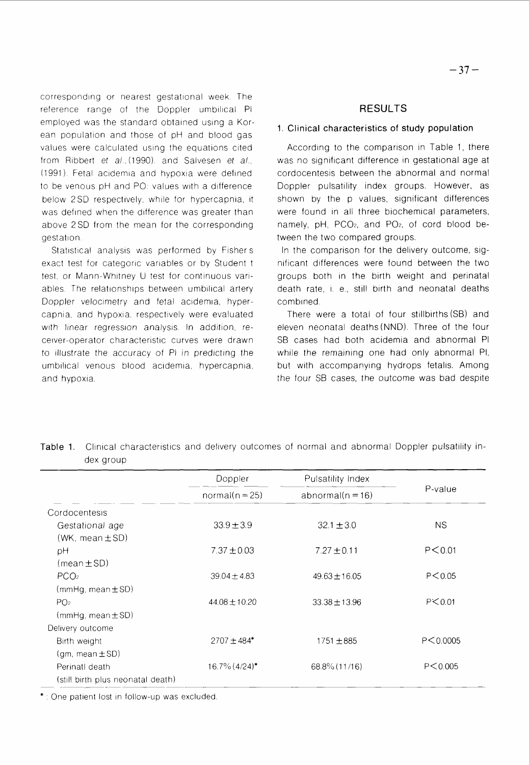corresponding or nearest gestational week. The reference range of the Doppler umbilical PI employed was the standard obtained using a Korean population and those of pH and blood gas values were calculated using the equations cited from Ribbert *et al.*,(1990). and Salvesen *et al.*, (1991). Fetal acidemia and hypoxia were defined to be venous pH and $PO_2$ values with a difference below 2SD respectively, while for hypercapnia, it was defined when the difference was greater than above 2SD from the mean for the corresponding gestation.

Statistical analysis was performed by Fisher's exact test for categoric variables or by Student t test, or Mann-Whitney U test for continuous variables. The relationships between umbilical artery Doppler velocimetry and fetal acidemia, hypercapnia, and hypoxia, respectively were evaluated with linear regression analysis. In addition, receiver-operator characteristic curves were drawn to illustrate the accuracy of PI in predicting the umbilical venous blood acidemia, hypercapnia, and hypoxia.

## RESULTS

### 1. Clinical characteristics of study population

According to the comparison in Table 1, there was no significant difference in gestational age at cordocentesis between the abnormal and normal Doppler pulsatility index groups. However, as shown by the p values, significant differences were found in all three biochemical parameters, namely, pH, $PCO_2$, and $PO_2$, of cord blood between the two compared groups.

In the comparison for the delivery outcome, significant differences were found between the two groups both in the birth weight and perinatal death rate, i. e., still birth and neonatal deaths combined.

There were a total of four stillbirths(SB) and eleven neonatal deaths(NND). Three of the four SB cases had both acidemia and abnormal PI while the remaining one had only abnormal PI, but with accompanying hydrops fetalis. Among the four SB cases, the outcome was bad despite

**Table 1.** Clinical characteristics and delivery outcomes of normal and abnormal Doppler pulsatility index group

| | Doppler Pulsatility Index | | P-value |
|---|---|---|---|
| | normal(n = 25) | abnormal(n = 16) | |
| Cordocentesis | | | |
| Gestational age (WK, mean ± SD) | 33.9 ± 3.9 | 32.1 ± 3.0 | NS |
| pH (mean ± SD) | 7.37 ± 0.03 | 7.27 ± 0.11 | $P<0.01$ |
| $PCO_2$ (mmHg, mean ± SD) | 39.04 ± 4.83 | 49.63 ± 16.05 | $P<0.05$ |
| $PO_2$ (mmHg, mean ± SD) | 44.08 ± 10.20 | 33.38 ± 13.96 | $P<0.01$ |
| Delivery outcome | | | |
| Birth weight (gm, mean ± SD) | 2707 ± 484* | 1751 ± 885 | $P<0.0005$ |
| Perinatl death (still birth plus neonatal death) | 16.7% (4/24)* | 68.8% (11/16) | $P<0.005$ |

* : One patient lost in follow-up was excluded.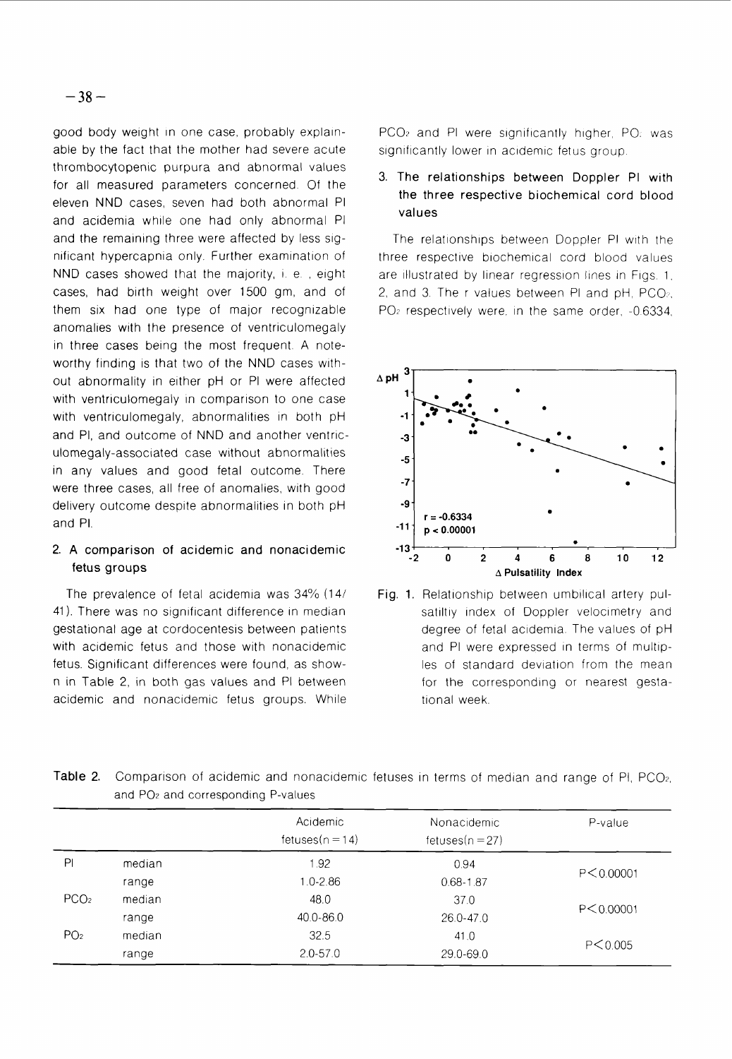good body weight in one case, probably explainable by the fact that the mother had severe acute thrombocytopenic purpura and abnormal values for all measured parameters concerned. Of the eleven NND cases, seven had both abnormal PI and acidemia while one had only abnormal PI and the remaining three were affected by less significant hypercapnia only. Further examination of NND cases showed that the majority, i. e. , eight cases, had birth weight over 1500 gm, and of them six had one type of major recognizable anomalies with the presence of ventriculomegaly in three cases being the most frequent. A noteworthy finding is that two of the NND cases without abnormality in either pH or PI were affected with ventriculomegaly in comparison to one case with ventriculomegaly, abnormalities in both pH and PI, and outcome of NND and another ventriculomegaly-associated case without abnormalities in any values and good fetal outcome. There were three cases, all free of anomalies, with good delivery outcome despite abnormalities in both pH and PI.

## 2. A comparison of acidemic and nonacidemic fetus groups

The prevalence of fetal acidemia was 34% (14/41). There was no significant difference in median gestational age at cordocentesis between patients with acidemic fetus and those with nonacidemic fetus. Significant differences were found, as shown in Table 2, in both gas values and PI between acidemic and nonacidemic fetus groups. While $PCO_2$ and PI were significantly higher, $PO_2$ was significantly lower in acidemic fetus group.

## 3. The relationships between Doppler PI with the three respective biochemical cord blood values

The relationships between Doppler PI with the three respective biochemical cord blood values are illustrated by linear regression lines in Figs. 1, 2, and 3. The r values between PI and pH, $PCO_2$, $PO_2$ respectively were, in the same order, -0.6334,

**Fig. 1.** Relationship between umbilical artery pulsatiltiy index of Doppler velocimetry and degree of fetal acidemia. The values of pH and PI were expressed in terms of multiples of standard deviation from the mean for the corresponding or nearest gestational week.

**Table 2.** Comparison of acidemic and nonacidemic fetuses in terms of median and range of PI, $PCO_2$, and $PO_2$ and corresponding P-values

| | | Acidemic fetuses(n=14) | Nonacidemic fetuses(n=27) | P-value |
|---|---|---|---|---|
| PI | median | 1.92 | 0.94 | P<0.00001 |
| | range | 1.0-2.86 | 0.68-1.87 | |
| $PCO_2$ | median | 48.0 | 37.0 | P<0.00001 |
| | range | 40.0-86.0 | 26.0-47.0 | |
| $PO_2$ | median | 32.5 | 41.0 | P<0.005 |
| | range | 2.0-57.0 | 29.0-69.0 | |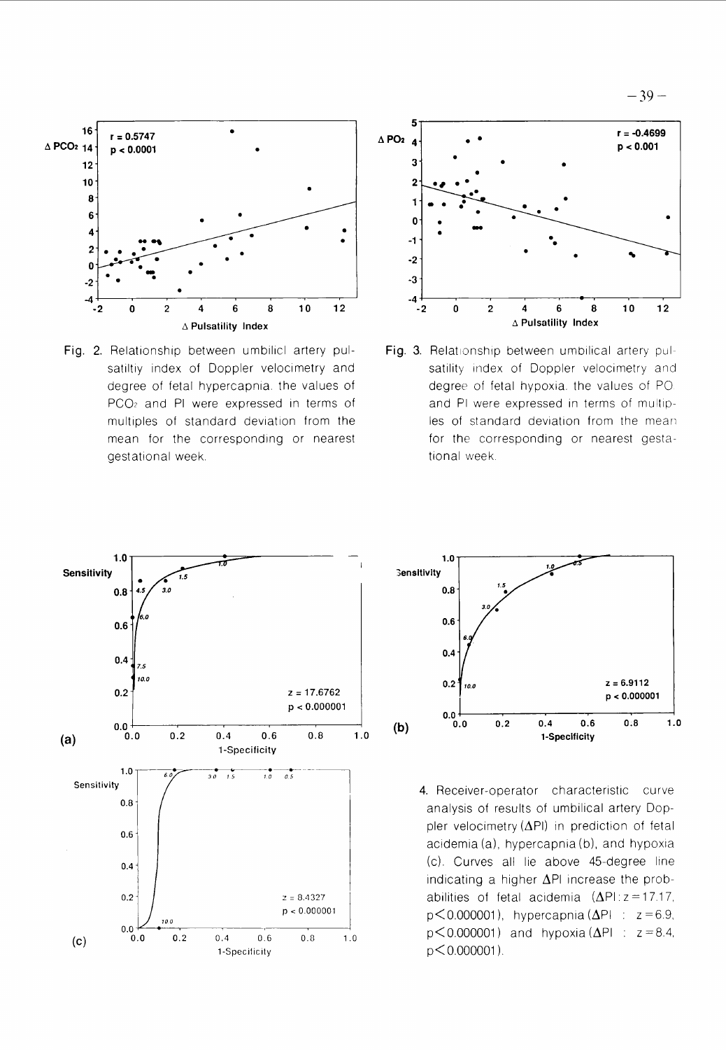Fig. 2. Relationship between umbilicl artery pulsatiltiy index of Doppler velocimetry and degree of fetal hypercapnia. the values of $PCO_2$ and PI were expressed in terms of multiples of standard deviation from the mean for the corresponding or nearest gestational week.

Fig. 3. Relationship between umbilical artery pulsatility index of Doppler velocimetry and degree of fetal hypoxia. the values of PO and PI were expressed in terms of multiples of standard deviation from the mean for the corresponding or nearest gestational week.

4. Receiver-operator characteristic curve analysis of results of umbilical artery Doppler velocimetry (ΔPI) in prediction of fetal acidemia (a), hypercapnia (b), and hypoxia (c). Curves all lie above 45-degree line indicating a higher ΔPI increase the probabilities of fetal acidemia (ΔPI: $z=17.17$, $p<0.000001$), hypercapnia (ΔPI : $z=6.9$, $p<0.000001$) and hypoxia (ΔPI : $z=8.4$, $p<0.000001$).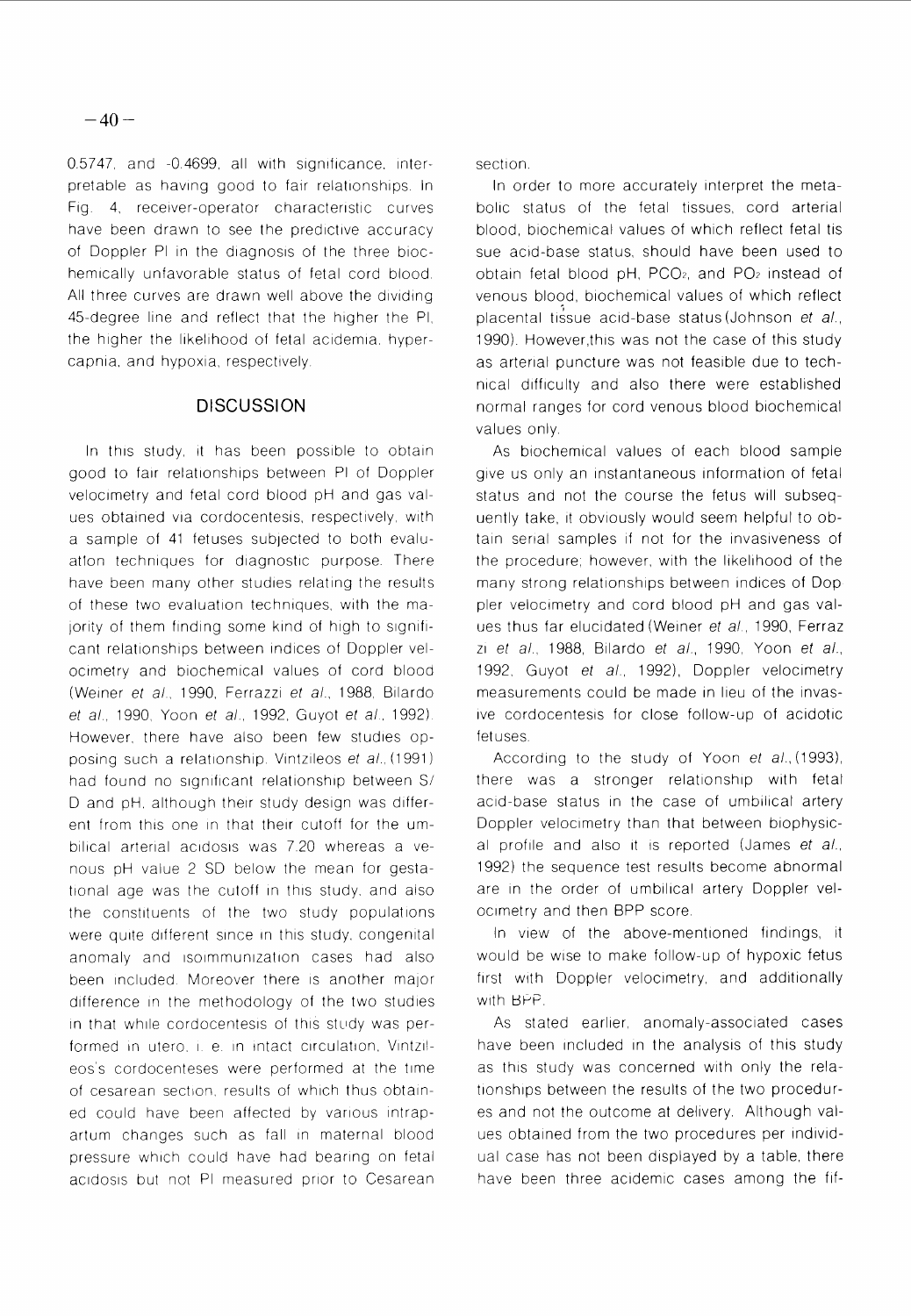0.5747, and -0.4699, all with significance, interpretable as having good to fair relationships. In Fig. 4, receiver-operator characteristic curves have been drawn to see the predictive accuracy of Doppler PI in the diagnosis of the three biochemically unfavorable status of fetal cord blood. All three curves are drawn well above the dividing 45-degree line and reflect that the higher the PI, the higher the likelihood of fetal acidemia, hypercapnia, and hypoxia, respectively.

## DISCUSSION

In this study, it has been possible to obtain good to fair relationships between PI of Doppler velocimetry and fetal cord blood pH and gas values obtained via cordocentesis, respectively, with a sample of 41 fetuses subjected to both evaluation techniques for diagnostic purpose. There have been many other studies relating the results of these two evaluation techniques, with the majority of them finding some kind of high to significant relationships between indices of Doppler velocimetry and biochemical values of cord blood (Weiner *et al*., 1990, Ferrazzi *et al*., 1988, Bilardo *et al*., 1990, Yoon *et al*., 1992, Guyot *et al*., 1992). However, there have also been few studies opposing such a relationship. Vintzileos *et al*., (1991) had found no significant relationship between S/D and pH, although their study design was different from this one in that their cutoff for the umbilical arterial acidosis was 7.20 whereas a venous pH value 2 SD below the mean for gestational age was the cutoff in this study, and also the constituents of the two study populations were quite different since in this study, congenital anomaly and isoimmunization cases had also been included. Moreover there is another major difference in the methodology of the two studies in that while cordocentesis of this study was performed in utero, i. e. in intact circulation, Vintzileos's cordocenteses were performed at the time of cesarean section, results of which thus obtained could have been affected by various intrapartum changes such as fall in maternal blood pressure which could have had bearing on fetal acidosis but not PI measured prior to Cesarean section.

In order to more accurately interpret the metabolic status of the fetal tissues, cord arterial blood, biochemical values of which reflect fetal tissue acid-base status, should have been used to obtain fetal blood pH, $PCO_2$, and $PO_2$ instead of venous blood, biochemical values of which reflect placental tissue acid-base status (Johnson *et al*., 1990). However, this was not the case of this study as arterial puncture was not feasible due to technical difficulty and also there were established normal ranges for cord venous blood biochemical values only.

As biochemical values of each blood sample give us only an instantaneous information of fetal status and not the course the fetus will subsequently take, it obviously would seem helpful to obtain serial samples if not for the invasiveness of the procedure; however, with the likelihood of the many strong relationships between indices of Doppler velocimetry and cord blood pH and gas values thus far elucidated (Weiner *et al*., 1990, Ferrazzi *et al*., 1988, Bilardo *et al*., 1990, Yoon *et al*., 1992, Guyot *et al*., 1992), Doppler velocimetry measurements could be made in lieu of the invasive cordocentesis for close follow-up of acidotic fetuses.

According to the study of Yoon *et al*., (1993), there was a stronger relationship with fetal acid-base status in the case of umbilical artery Doppler velocimetry than that between biophysical profile and also it is reported (James *et al*., 1992) the sequence test results become abnormal are in the order of umbilical artery Doppler velocimetry and then BPP score.

In view of the above-mentioned findings, it would be wise to make follow-up of hypoxic fetus first with Doppler velocimetry, and additionally with BPP.

As stated earlier, anomaly-associated cases have been included in the analysis of this study as this study was concerned with only the relationships between the results of the two procedures and not the outcome at delivery. Although values obtained from the two procedures per individual case has not been displayed by a table, there have been three acidemic cases among the fif-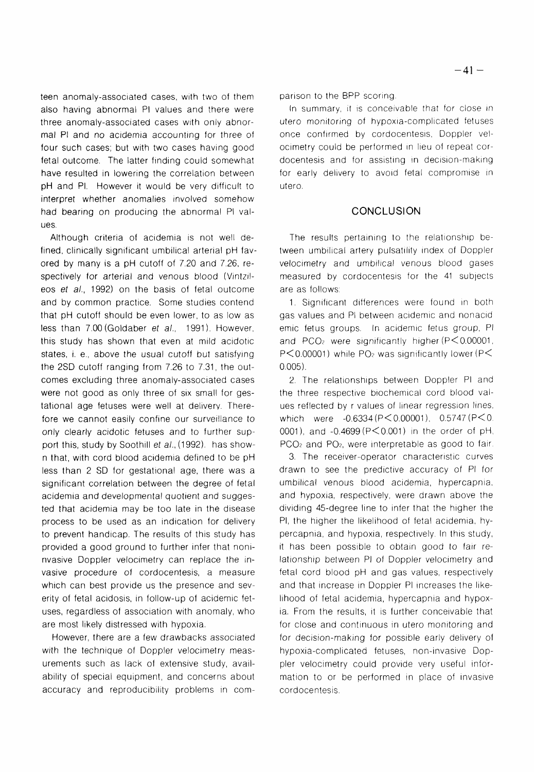teen anomaly-associated cases, with two of them also having abnormal PI values and there were three anomaly-associated cases with only abnormal PI and no acidemia accounting for three of four such cases; but with two cases having good fetal outcome. The latter finding could somewhat have resulted in lowering the correlation between pH and PI. However it would be very difficult to interpret whether anomalies involved somehow had bearing on producing the abnormal PI values.

Although criteria of acidemia is not well defined, clinically significant umbilical arterial pH favored by many is a pH cutoff of 7.20 and 7.26, respectively for arterial and venous blood (Vintzileos *et al.*, 1992) on the basis of fetal outcome and by common practice. Some studies contend that pH cutoff should be even lower, to as low as less than 7.00 (Goldaber *et al.*, 1991). However, this study has shown that even at mild acidotic states, i. e., above the usual cutoff but satisfying the 2SD cutoff ranging from 7.26 to 7.31, the outcomes excluding three anomaly-associated cases were not good as only three of six small for gestational age fetuses were well at delivery. Therefore we cannot easily confine our surveillance to only clearly acidotic fetuses and to further support this, study by Soothill *et al.*, (1992). has shown that, with cord blood acidemia defined to be pH less than 2 SD for gestational age, there was a significant correlation between the degree of fetal acidemia and developmental quotient and suggested that acidemia may be too late in the disease process to be used as an indication for delivery to prevent handicap. The results of this study has provided a good ground to further infer that noninvasive Doppler velocimetry can replace the invasive procedure of cordocentesis, a measure which can best provide us the presence and severity of fetal acidosis, in follow-up of acidemic fetuses, regardless of association with anomaly, who are most likely distressed with hypoxia.

However, there are a few drawbacks associated with the technique of Doppler velocimetry measurements such as lack of extensive study, availability of special equipment, and concerns about accuracy and reproducibility problems in comparison to the BPP scoring.

In summary, it is conceivable that for close in utero monitoring of hypoxia-complicated fetuses once confirmed by cordocentesis, Doppler velocimetry could be performed in lieu of repeat cordocentesis and for assisting in decision-making for early delivery to avoid fetal compromise in utero.

## CONCLUSION

The results pertaining to the relationship between umbilical artery pulsatility index of Doppler velocimetry and umbilical venous blood gases measured by cordocentesis for the 41 subjects are as follows:

1. Significant differences were found in both gas values and PI between acidemic and nonacidemic fetus groups. In acidemic fetus group, PI and $PCO_2$ were significantly higher ($P<0.00001$, $P<0.00001$) while $PO_2$ was significantly lower ($P<0.005$).

2. The relationships between Doppler PI and the three respective biochemical cord blood values reflected by r values of linear regression lines, which were -0.6334 ($P<0.00001$), 0.5747 ($P<0.0001$), and -0.4699 ($P<0.001$) in the order of pH, $PCO_2$ and $PO_2$, were interpretable as good to fair.

3. The receiver-operator characteristic curves drawn to see the predictive accuracy of PI for umbilical venous blood acidemia, hypercapnia, and hypoxia, respectively, were drawn above the dividing 45-degree line to infer that the higher the PI, the higher the likelihood of fetal acidemia, hypercapnia, and hypoxia, respectively. In this study, it has been possible to obtain good to fair relationship between PI of Doppler velocimetry and fetal cord blood pH and gas values, respectively and that increase in Doppler PI increases the likelihood of fetal acidemia, hypercapnia and hypoxia. From the results, it is further conceivable that for close and continuous in utero monitoring and for decision-making for possible early delivery of hypoxia-complicated fetuses, non-invasive Doppler velocimetry could provide very useful information to or be performed in place of invasive cordocentesis.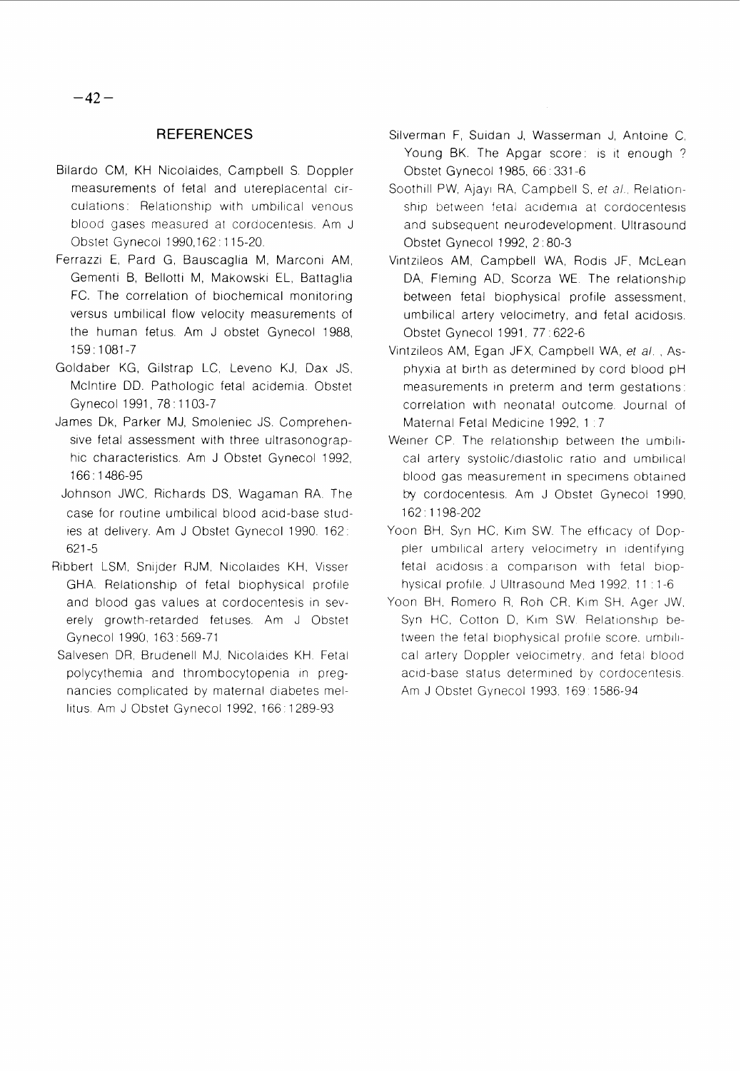## REFERENCES

Bilardo CM, KH Nicolaides, Campbell S. Doppler measurements of fetal and utereplacental circulations: Relationship with umbilical venous blood gases measured at cordocentesis. Am J Obstet Gynecol 1990,162:115-20.

Ferrazzi E, Pard G, Bauscaglia M, Marconi AM, Gementi B, Bellotti M, Makowski EL, Battaglia FC. The correlation of biochemical monitoring versus umbilical flow velocity measurements of the human fetus. Am J obstet Gynecol 1988, 159:1081-7

Goldaber KG, Gilstrap LC, Leveno KJ, Dax JS, McIntire DD. Pathologic fetal acidemia. Obstet Gynecol 1991, 78:1103-7

James Dk, Parker MJ, Smoleniec JS. Comprehensive fetal assessment with three ultrasonographic characteristics. Am J Obstet Gynecol 1992, 166:1486-95

Johnson JWC, Richards DS, Wagaman RA. The case for routine umbilical blood acid-base studies at delivery. Am J Obstet Gynecol 1990. 162: 621-5

Ribbert LSM, Snijder RJM, Nicolaides KH, Visser GHA. Relationship of fetal biophysical profile and blood gas values at cordocentesis in severely growth-retarded fetuses. Am J Obstet Gynecol 1990, 163:569-71

Salvesen DR, Brudenell MJ, Nicolaides KH. Fetal polycythemia and thrombocytopenia in pregnancies complicated by maternal diabetes mellitus. Am J Obstet Gynecol 1992, 166:1289-93

Silverman F, Suidan J, Wasserman J, Antoine C, Young BK. The Apgar score: is it enough ? Obstet Gynecol 1985, 66:331-6

Soothill PW, Ajayi RA, Campbell S, *et al.*, Relationship between fetal acidemia at cordocentesis and subsequent neurodevelopment. Ultrasound Obstet Gynecol 1992, 2:80-3

Vintzileos AM, Campbell WA, Rodis JF, McLean DA, Fleming AD, Scorza WE. The relationship between fetal biophysical profile assessment, umbilical artery velocimetry, and fetal acidosis. Obstet Gynecol 1991, 77:622-6

Vintzileos AM, Egan JFX, Campbell WA, *et al.*, Asphyxia at birth as determined by cord blood pH measurements in preterm and term gestations: correlation with neonatal outcome. Journal of Maternal Fetal Medicine 1992, 1:7

Weiner CP. The relationship between the umbilical artery systolic/diastolic ratio and umbilical blood gas measurement in specimens obtained by cordocentesis. Am J Obstet Gynecol 1990, 162:1198-202

Yoon BH, Syn HC, Kim SW. The efficacy of Doppler umbilical artery velocimetry in identifying fetal acidosis: a comparison with fetal biophysical profile. J Ultrasound Med 1992, 11:1-6

Yoon BH, Romero R, Roh CR, Kim SH, Ager JW, Syn HC, Cotton D, Kim SW. Relationship between the fetal biophysical profile score, umbilical artery Doppler velocimetry, and fetal blood acid-base status determined by cordocentesis. Am J Obstet Gynecol 1993, 169:1586-94